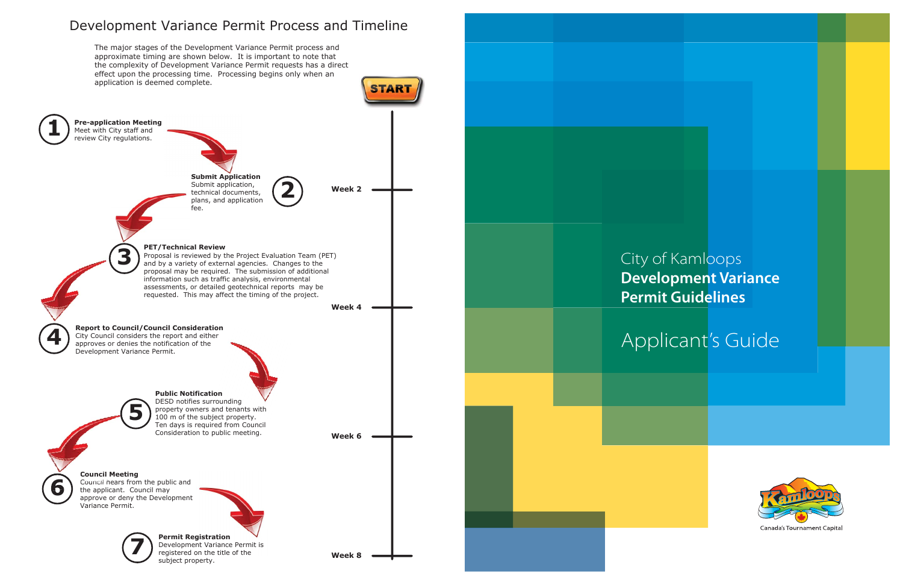# Development Variance Permit Process and Timeline

The major stages of the Development Variance Permit process and approximate timing are shown below. It is important to note that the complexity of Development Variance Permit requests has a direct effect upon the processing time. Processing begins only when an application is deemed complete.

START

**1 Pre-application Meeting**
Meet with City staff and review City regulations.

**2 Submit Application**
Submit application, technical documents, plans, and application fee.

Week 2

**3 PET/Technical Review**
Proposal is reviewed by the Project Evaluation Team (PET) and by a variety of external agencies. Changes to the proposal may be required. The submission of additional information such as traffic analysis, environmental assessments, or detailed geotechnical reports may be requested. This may affect the timing of the project.

Week 4

**4 Report to Council/Council Consideration**
City Council considers the report and either approves or denies the notification of the Development Variance Permit.

**5 Public Notification**
DESD notifies surrounding property owners and tenants with 100 m of the subject property. Ten days is required from Council Consideration to public meeting.

Week 6

**6 Council Meeting**
Council hears from the public and the applicant. Council may approve or deny the Development Variance Permit.

**7 Permit Registration**
Development Variance Permit is registered on the title of the subject property.

Week 8

City of Kamloops

# Development Variance Permit Guidelines

## Applicant's Guide

Kamloops

Canada's Tournament Capital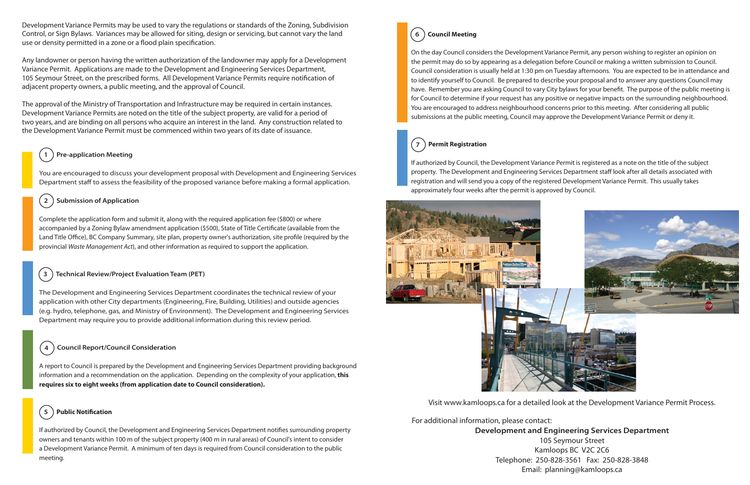Development Variance Permits may be used to vary the regulations or standards of the Zoning, Subdivision Control, or Sign Bylaws. Variances may be allowed for siting, design or servicing, but cannot vary the land use or density permitted in a zone or a flood plain specification.

Any landowner or person having the written authorization of the landowner may apply for a Development Variance Permit. Applications are made to the Development and Engineering Services Department, 105 Seymour Street, on the prescribed forms. All Development Variance Permits require notification of adjacent property owners, a public meeting, and the approval of Council.

The approval of the Ministry of Transportation and Infrastructure may be required in certain instances. Development Variance Permits are noted on the title of the subject property, are valid for a period of two years, and are binding on all persons who acquire an interest in the land. Any construction related to the Development Variance Permit must be commenced within two years of its date of issuance.

### 1 Pre-application Meeting

You are encouraged to discuss your development proposal with Development and Engineering Services Department staff to assess the feasibility of the proposed variance before making a formal application.

### 2 Submission of Application

Complete the application form and submit it, along with the required application fee ($800) or where accompanied by a Zoning Bylaw amendment application ($500), State of Title Certificate (available from the Land Title Office), BC Company Summary, site plan, property owner's authorization, site profile (required by the provincial *Waste Management Act*), and other information as required to support the application.

### 3 Technical Review/Project Evaluation Team (PET)

The Development and Engineering Services Department coordinates the technical review of your application with other City departments (Engineering, Fire, Building, Utilities) and outside agencies (e.g. hydro, telephone, gas, and Ministry of Environment). The Development and Engineering Services Department may require you to provide additional information during this review period.

### 4 Council Report/Council Consideration

A report to Council is prepared by the Development and Engineering Services Department providing background information and a recommendation on the application. Depending on the complexity of your application, **this requires six to eight weeks (from application date to Council consideration).**

### 5 Public Notification

If authorized by Council, the Development and Engineering Services Department notifies surrounding property owners and tenants within 100 m of the subject property (400 m in rural areas) of Council's intent to consider a Development Variance Permit. A minimum of ten days is required from Council consideration to the public meeting.

### 6 Council Meeting

On the day Council considers the Development Variance Permit, any person wishing to register an opinion on the permit may do so by appearing as a delegation before Council or making a written submission to Council. Council consideration is usually held at 1:30 pm on Tuesday afternoons. You are expected to be in attendance and to identify yourself to Council. Be prepared to describe your proposal and to answer any questions Council may have. Remember you are asking Council to vary City bylaws for your benefit. The purpose of the public meeting is for Council to determine if your request has any positive or negative impacts on the surrounding neighbourhood. You are encouraged to address neighbourhood concerns prior to this meeting. After considering all public submissions at the public meeting, Council may approve the Development Variance Permit or deny it.

### 7 Permit Registration

If authorized by Council, the Development Variance Permit is registered as a note on the title of the subject property. The Development and Engineering Services Department staff look after all details associated with registration and will send you a copy of the registered Development Variance Permit. This usually takes approximately four weeks after the permit is approved by Council.

Visit www.kamloops.ca for a detailed look at the Development Variance Permit Process.

For additional information, please contact:

**Development and Engineering Services Department**
105 Seymour Street
Kamloops BC V2C 2C6
Telephone: 250-828-3561 Fax: 250-828-3848
Email: planning@kamloops.ca